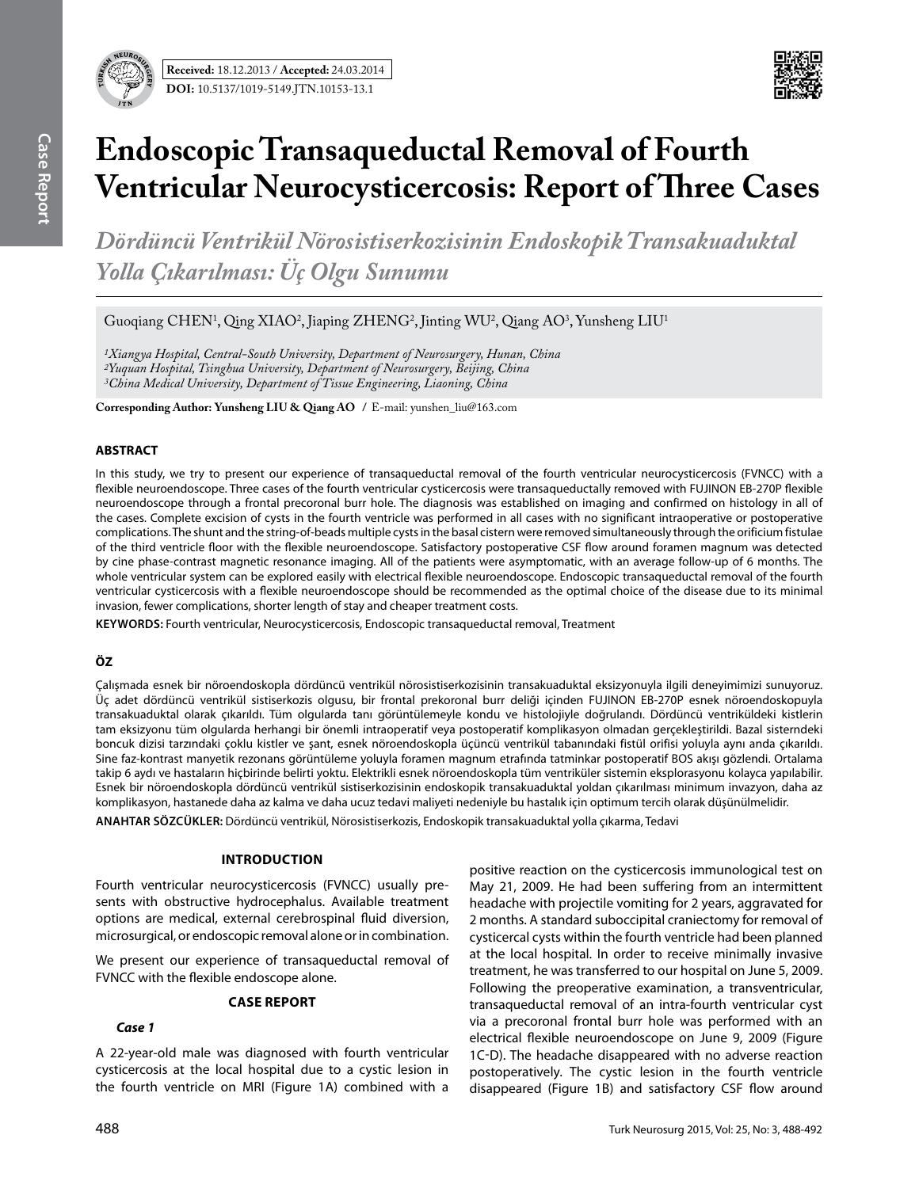Received: 18.12.2013 / Accepted: 24.03.2014

DOI: 10.5137/1019-5149.JTN.10153-13.1

# Endoscopic Transaqueductal Removal of Fourth Ventricular Neurocysticercosis: Report of Three Cases

*Dördüncü Ventrikül Nörosistiserkozisinin Endoskopik Transakuaduktal Yolla Çıkarılması: Üç Olgu Sunumu*

Guoqiang CHEN[1], Qing XIAO[2], Jiaping ZHENG[2], Jinting WU[2], Qiang AO[3], Yunsheng LIU[1]

*[1]Xiangya Hospital, Central-South University, Department of Neurosurgery, Hunan, China*
*[2]Yuquan Hospital, Tsinghua University, Department of Neurosurgery, Beijing, China*
*[3]China Medical University, Department of Tissue Engineering, Liaoning, China*

**Corresponding Author: Yunsheng LIU & Qiang AO** / E-mail: yunshen_liu@163.com

## ABSTRACT

In this study, we try to present our experience of transaqueductal removal of the fourth ventricular neurocysticercosis (FVNCC) with a flexible neuroendoscope. Three cases of the fourth ventricular cysticercosis were transaqueductally removed with FUJINON EB-270P flexible neuroendoscope through a frontal precoronal burr hole. The diagnosis was established on imaging and confirmed on histology in all of the cases. Complete excision of cysts in the fourth ventricle was performed in all cases with no significant intraoperative or postoperative complications. The shunt and the string-of-beads multiple cysts in the basal cistern were removed simultaneously through the orificium fistulae of the third ventricle floor with the flexible neuroendoscope. Satisfactory postoperative CSF flow around foramen magnum was detected by cine phase-contrast magnetic resonance imaging. All of the patients were asymptomatic, with an average follow-up of 6 months. The whole ventricular system can be explored easily with electrical flexible neuroendoscope. Endoscopic transaqueductal removal of the fourth ventricular cysticercosis with a flexible neuroendoscope should be recommended as the optimal choice of the disease due to its minimal invasion, fewer complications, shorter length of stay and cheaper treatment costs.

**KEYWORDS:** Fourth ventricular, Neurocysticercosis, Endoscopic transaqueductal removal, Treatment

## ÖZ

Çalışmada esnek bir nöroendoskopla dördüncü ventrikül nörosistiserkozisinin transakuaduktal eksizyonuyla ilgili deneyimimizi sunuyoruz. Üç adet dördüncü ventrikül sistiserkozis olgusu, bir frontal prekoronal burr deliği içinden FUJINON EB-270P esnek nöroendoskopuyla transakuaduktal olarak çıkarıldı. Tüm olgularda tanı görüntülemeyle kondu ve histolojiyle doğrulandı. Dördüncü ventriküldeki kistlerin tam eksizyonu tüm olgularda herhangi bir önemli intraoperatif veya postoperatif komplikasyon olmadan gerçekleştirildi. Bazal sisterndeki boncuk dizisi tarzındaki çoklu kistler ve şant, esnek nöroendoskopla üçüncü ventrikül tabanındaki fistül orifisi yoluyla aynı anda çıkarıldı. Sine faz-kontrast manyetik rezonans görüntüleme yoluyla foramen magnum etrafında tatminkar postoperatif BOS akışı gözlendi. Ortalama takip 6 aydı ve hastaların hiçbirinde belirti yoktu. Elektrikli esnek nöroendoskopla tüm ventriküler sistemin eksplorasyonu kolayca yapılabilir. Esnek bir nöroendoskopla dördüncü ventrikül sistiserkozisinin endoskopik transakuaduktal yoldan çıkarılması minimum invazyon, daha az komplikasyon, hastanede daha az kalma ve daha ucuz tedavi maliyeti nedeniyle bu hastalık için optimum tercih olarak düşünülmelidir.

**ANAHTAR SÖZCÜKLER:** Dördüncü ventrikül, Nörosistiserkozis, Endoskopik transakuaduktal yolla çıkarma, Tedavi

## INTRODUCTION

Fourth ventricular neurocysticercosis (FVNCC) usually presents with obstructive hydrocephalus. Available treatment options are medical, external cerebrospinal fluid diversion, microsurgical, or endoscopic removal alone or in combination.

We present our experience of transaqueductal removal of FVNCC with the flexible endoscope alone.

## CASE REPORT

### *Case 1*

A 22-year-old male was diagnosed with fourth ventricular cysticercosis at the local hospital due to a cystic lesion in the fourth ventricle on MRI (Figure 1A) combined with a positive reaction on the cysticercosis immunological test on May 21, 2009. He had been suffering from an intermittent headache with projectile vomiting for 2 years, aggravated for 2 months. A standard suboccipital craniectomy for removal of cysticercal cysts within the fourth ventricle had been planned at the local hospital. In order to receive minimally invasive treatment, he was transferred to our hospital on June 5, 2009. Following the preoperative examination, a transventricular, transaqueductal removal of an intra-fourth ventricular cyst via a precoronal frontal burr hole was performed with an electrical flexible neuroendoscope on June 9, 2009 (Figure 1C-D). The headache disappeared with no adverse reaction postoperatively. The cystic lesion in the fourth ventricle disappeared (Figure 1B) and satisfactory CSF flow around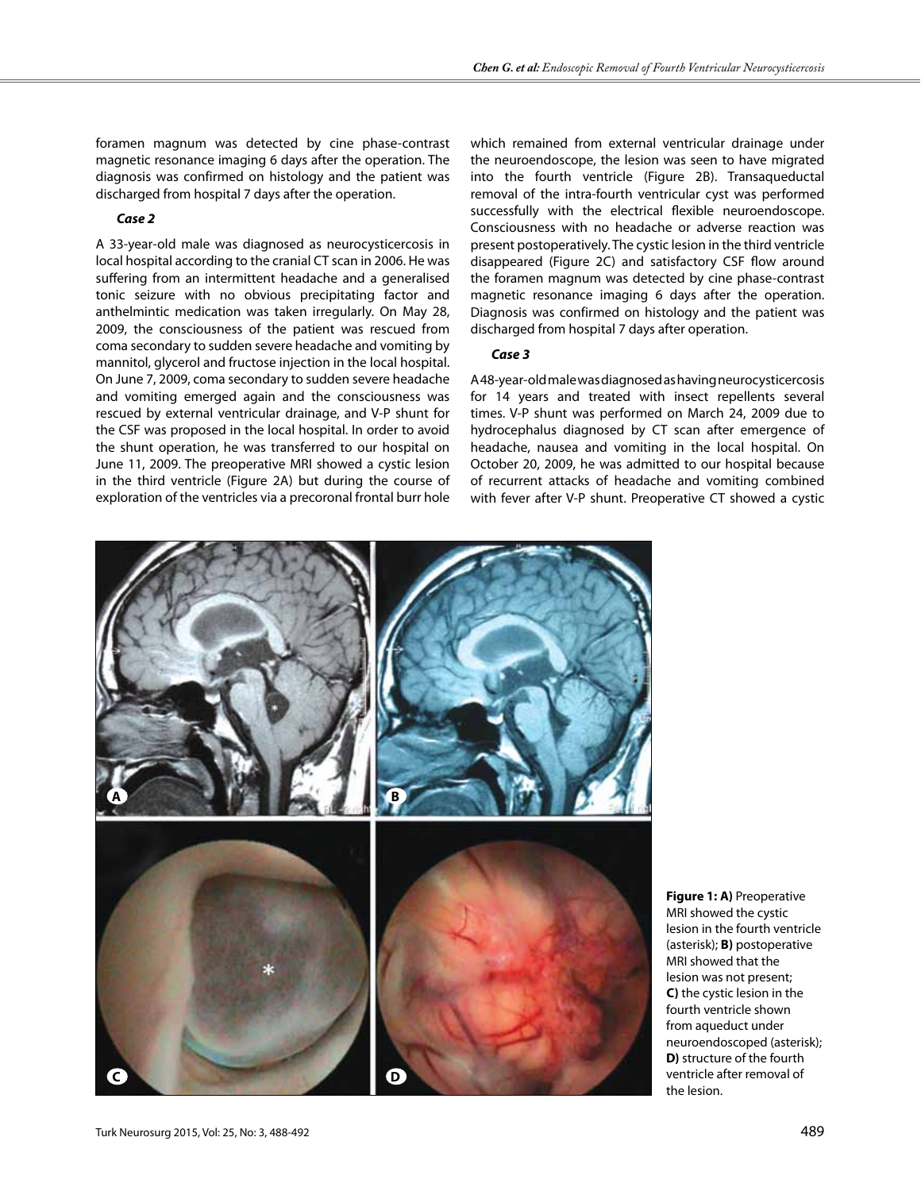foramen magnum was detected by cine phase-contrast magnetic resonance imaging 6 days after the operation. The diagnosis was confirmed on histology and the patient was discharged from hospital 7 days after the operation.

***Case 2***

A 33-year-old male was diagnosed as neurocysticercosis in local hospital according to the cranial CT scan in 2006. He was suffering from an intermittent headache and a generalised tonic seizure with no obvious precipitating factor and anthelmintic medication was taken irregularly. On May 28, 2009, the consciousness of the patient was rescued from coma secondary to sudden severe headache and vomiting by mannitol, glycerol and fructose injection in the local hospital. On June 7, 2009, coma secondary to sudden severe headache and vomiting emerged again and the consciousness was rescued by external ventricular drainage, and V-P shunt for the CSF was proposed in the local hospital. In order to avoid the shunt operation, he was transferred to our hospital on June 11, 2009. The preoperative MRI showed a cystic lesion in the third ventricle (Figure 2A) but during the course of exploration of the ventricles via a precoronal frontal burr hole which remained from external ventricular drainage under the neuroendoscope, the lesion was seen to have migrated into the fourth ventricle (Figure 2B). Transaqueductal removal of the intra-fourth ventricular cyst was performed successfully with the electrical flexible neuroendoscope. Consciousness with no headache or adverse reaction was present postoperatively. The cystic lesion in the third ventricle disappeared (Figure 2C) and satisfactory CSF flow around the foramen magnum was detected by cine phase-contrast magnetic resonance imaging 6 days after the operation. Diagnosis was confirmed on histology and the patient was discharged from hospital 7 days after operation.

***Case 3***

A 48-year-old male was diagnosed as having neurocysticercosis for 14 years and treated with insect repellents several times. V-P shunt was performed on March 24, 2009 due to hydrocephalus diagnosed by CT scan after emergence of headache, nausea and vomiting in the local hospital. On October 20, 2009, he was admitted to our hospital because of recurrent attacks of headache and vomiting combined with fever after V-P shunt. Preoperative CT showed a cystic

**Figure 1: A)** Preoperative MRI showed the cystic lesion in the fourth ventricle (asterisk); **B)** postoperative MRI showed that the lesion was not present; **C)** the cystic lesion in the fourth ventricle shown from aqueduct under neuroendoscoped (asterisk); **D)** structure of the fourth ventricle after removal of the lesion.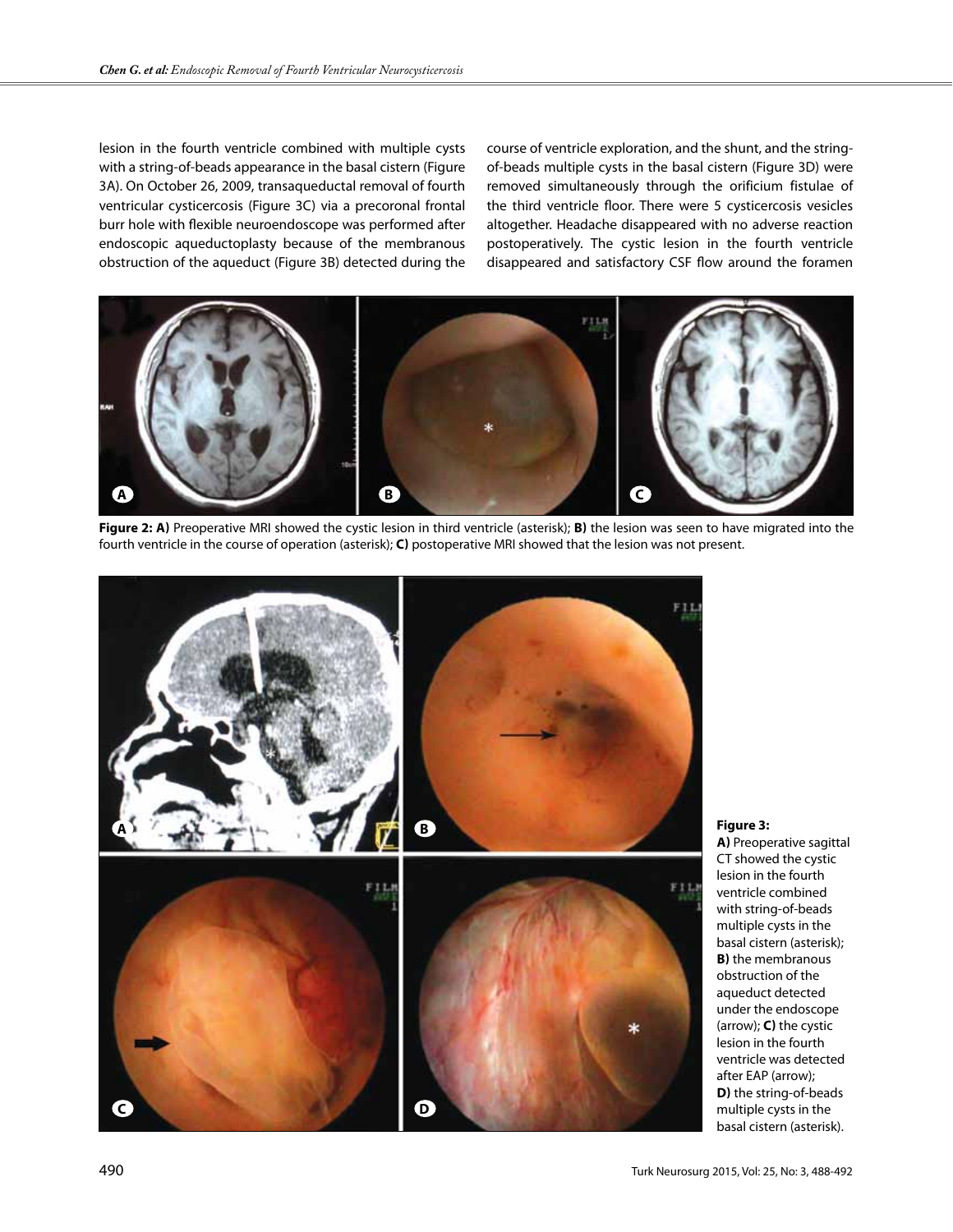lesion in the fourth ventricle combined with multiple cysts with a string-of-beads appearance in the basal cistern (Figure 3A). On October 26, 2009, transaqueductal removal of fourth ventricular cysticercosis (Figure 3C) via a precoronal frontal burr hole with flexible neuroendoscope was performed after endoscopic aqueductoplasty because of the membranous obstruction of the aqueduct (Figure 3B) detected during the course of ventricle exploration, and the shunt, and the string-of-beads multiple cysts in the basal cistern (Figure 3D) were removed simultaneously through the orificium fistulae of the third ventricle floor. There were 5 cysticercosis vesicles altogether. Headache disappeared with no adverse reaction postoperatively. The cystic lesion in the fourth ventricle disappeared and satisfactory CSF flow around the foramen

**Figure 2: A)** Preoperative MRI showed the cystic lesion in third ventricle (asterisk); **B)** the lesion was seen to have migrated into the fourth ventricle in the course of operation (asterisk); **C)** postoperative MRI showed that the lesion was not present.

**Figure 3: A)** Preoperative sagittal CT showed the cystic lesion in the fourth ventricle combined with string-of-beads multiple cysts in the basal cistern (asterisk); **B)** the membranous obstruction of the aqueduct detected under the endoscope (arrow); **C)** the cystic lesion in the fourth ventricle was detected after EAP (arrow); **D)** the string-of-beads multiple cysts in the basal cistern (asterisk).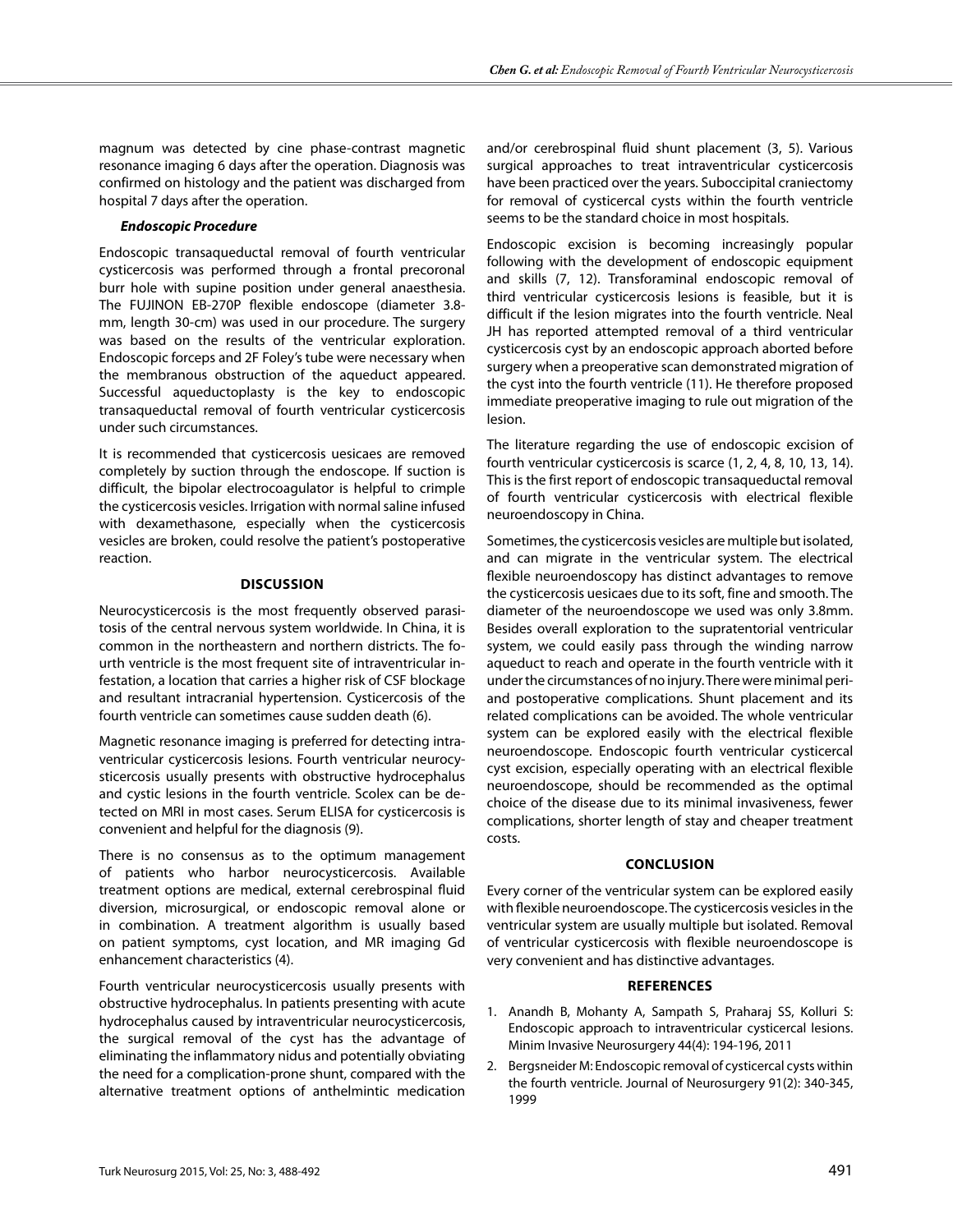magnum was detected by cine phase-contrast magnetic resonance imaging 6 days after the operation. Diagnosis was confirmed on histology and the patient was discharged from hospital 7 days after the operation.

***Endoscopic Procedure***

Endoscopic transaqueductal removal of fourth ventricular cysticercosis was performed through a frontal precoronal burr hole with supine position under general anaesthesia. The FUJINON EB-270P flexible endoscope (diameter 3.8-mm, length 30-cm) was used in our procedure. The surgery was based on the results of the ventricular exploration. Endoscopic forceps and 2F Foley's tube were necessary when the membranous obstruction of the aqueduct appeared. Successful aqueductoplasty is the key to endoscopic transaqueductal removal of fourth ventricular cysticercosis under such circumstances.

It is recommended that cysticercosis uesicae are removed completely by suction through the endoscope. If suction is difficult, the bipolar electrocoagulator is helpful to crimple the cysticercosis vesicles. Irrigation with normal saline infused with dexamethasone, especially when the cysticercosis vesicles are broken, could resolve the patient's postoperative reaction.

## DISCUSSION

Neurocysticercosis is the most frequently observed parasitosis of the central nervous system worldwide. In China, it is common in the northeastern and northern districts. The fourth ventricle is the most frequent site of intraventricular infestation, a location that carries a higher risk of CSF blockage and resultant intracranial hypertension. Cysticercosis of the fourth ventricle can sometimes cause sudden death (6).

Magnetic resonance imaging is preferred for detecting intraventricular cysticercosis lesions. Fourth ventricular neurocysticercosis usually presents with obstructive hydrocephalus and cystic lesions in the fourth ventricle. Scolex can be detected on MRI in most cases. Serum ELISA for cysticercosis is convenient and helpful for the diagnosis (9).

There is no consensus as to the optimum management of patients who harbor neurocysticercosis. Available treatment options are medical, external cerebrospinal fluid diversion, microsurgical, or endoscopic removal alone or in combination. A treatment algorithm is usually based on patient symptoms, cyst location, and MR imaging Gd enhancement characteristics (4).

Fourth ventricular neurocysticercosis usually presents with obstructive hydrocephalus. In patients presenting with acute hydrocephalus caused by intraventricular neurocysticercosis, the surgical removal of the cyst has the advantage of eliminating the inflammatory nidus and potentially obviating the need for a complication-prone shunt, compared with the alternative treatment options of anthelmintic medication and/or cerebrospinal fluid shunt placement (3, 5). Various surgical approaches to treat intraventricular cysticercosis have been practiced over the years. Suboccipital craniectomy for removal of cysticercal cysts within the fourth ventricle seems to be the standard choice in most hospitals.

Endoscopic excision is becoming increasingly popular following with the development of endoscopic equipment and skills (7, 12). Transforaminal endoscopic removal of third ventricular cysticercosis lesions is feasible, but it is difficult if the lesion migrates into the fourth ventricle. Neal JH has reported attempted removal of a third ventricular cysticercosis cyst by an endoscopic approach aborted before surgery when a preoperative scan demonstrated migration of the cyst into the fourth ventricle (11). He therefore proposed immediate preoperative imaging to rule out migration of the lesion.

The literature regarding the use of endoscopic excision of fourth ventricular cysticercosis is scarce (1, 2, 4, 8, 10, 13, 14). This is the first report of endoscopic transaqueductal removal of fourth ventricular cysticercosis with electrical flexible neuroendoscopy in China.

Sometimes, the cysticercosis vesicles are multiple but isolated, and can migrate in the ventricular system. The electrical flexible neuroendoscopy has distinct advantages to remove the cysticercosis uesicaes due to its soft, fine and smooth. The diameter of the neuroendoscope we used was only 3.8mm. Besides overall exploration to the supratentorial ventricular system, we could easily pass through the winding narrow aqueduct to reach and operate in the fourth ventricle with it under the circumstances of no injury. There were minimal peri- and postoperative complications. Shunt placement and its related complications can be avoided. The whole ventricular system can be explored easily with the electrical flexible neuroendoscope. Endoscopic fourth ventricular cysticercal cyst excision, especially operating with an electrical flexible neuroendoscope, should be recommended as the optimal choice of the disease due to its minimal invasiveness, fewer complications, shorter length of stay and cheaper treatment costs.

## CONCLUSION

Every corner of the ventricular system can be explored easily with flexible neuroendoscope. The cysticercosis vesicles in the ventricular system are usually multiple but isolated. Removal of ventricular cysticercosis with flexible neuroendoscope is very convenient and has distinctive advantages.

## REFERENCES

1. Anandh B, Mohanty A, Sampath S, Praharaj SS, Kolluri S: Endoscopic approach to intraventricular cysticercal lesions. Minim Invasive Neurosurgery 44(4): 194-196, 2011
2. Bergsneider M: Endoscopic removal of cysticercal cysts within the fourth ventricle. Journal of Neurosurgery 91(2): 340-345, 1999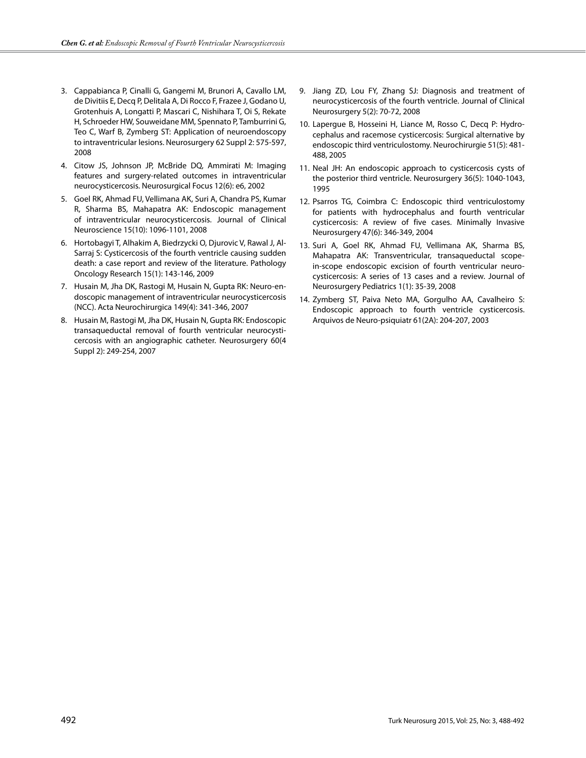3. Cappabianca P, Cinalli G, Gangemi M, Brunori A, Cavallo LM, de Divitiis E, Decq P, Delitala A, Di Rocco F, Frazee J, Godano U, Grotenhuis A, Longatti P, Mascari C, Nishihara T, Oi S, Rekate H, Schroeder HW, Souweidane MM, Spennato P, Tamburrini G, Teo C, Warf B, Zymberg ST: Application of neuroendoscopy to intraventricular lesions. Neurosurgery 62 Suppl 2: 575-597, 2008
4. Citow JS, Johnson JP, McBride DQ, Ammirati M: Imaging features and surgery-related outcomes in intraventricular neurocysticercosis. Neurosurgical Focus 12(6): e6, 2002
5. Goel RK, Ahmad FU, Vellimana AK, Suri A, Chandra PS, Kumar R, Sharma BS, Mahapatra AK: Endoscopic management of intraventricular neurocysticercosis. Journal of Clinical Neuroscience 15(10): 1096-1101, 2008
6. Hortobagyi T, Alhakim A, Biedrzycki O, Djurovic V, Rawal J, Al-Sarraj S: Cysticercosis of the fourth ventricle causing sudden death: a case report and review of the literature. Pathology Oncology Research 15(1): 143-146, 2009
7. Husain M, Jha DK, Rastogi M, Husain N, Gupta RK: Neuro-endoscopic management of intraventricular neurocysticercosis (NCC). Acta Neurochirurgica 149(4): 341-346, 2007
8. Husain M, Rastogi M, Jha DK, Husain N, Gupta RK: Endoscopic transaqueductal removal of fourth ventricular neurocysticercosis with an angiographic catheter. Neurosurgery 60(4 Suppl 2): 249-254, 2007
9. Jiang ZD, Lou FY, Zhang SJ: Diagnosis and treatment of neurocysticercosis of the fourth ventricle. Journal of Clinical Neurosurgery 5(2): 70-72, 2008
10. Lapergue B, Hosseini H, Liance M, Rosso C, Decq P: Hydrocephalus and racemose cysticercosis: Surgical alternative by endoscopic third ventriculostomy. Neurochirurgie 51(5): 481-488, 2005
11. Neal JH: An endoscopic approach to cysticercosis cysts of the posterior third ventricle. Neurosurgery 36(5): 1040-1043, 1995
12. Psarros TG, Coimbra C: Endoscopic third ventriculostomy for patients with hydrocephalus and fourth ventricular cysticercosis: A review of five cases. Minimally Invasive Neurosurgery 47(6): 346-349, 2004
13. Suri A, Goel RK, Ahmad FU, Vellimana AK, Sharma BS, Mahapatra AK: Transventricular, transaqueductal scope-in-scope endoscopic excision of fourth ventricular neurocysticercosis: A series of 13 cases and a review. Journal of Neurosurgery Pediatrics 1(1): 35-39, 2008
14. Zymberg ST, Paiva Neto MA, Gorgulho AA, Cavalheiro S: Endoscopic approach to fourth ventricle cysticercosis. Arquivos de Neuro-psiquiatr 61(2A): 204-207, 2003